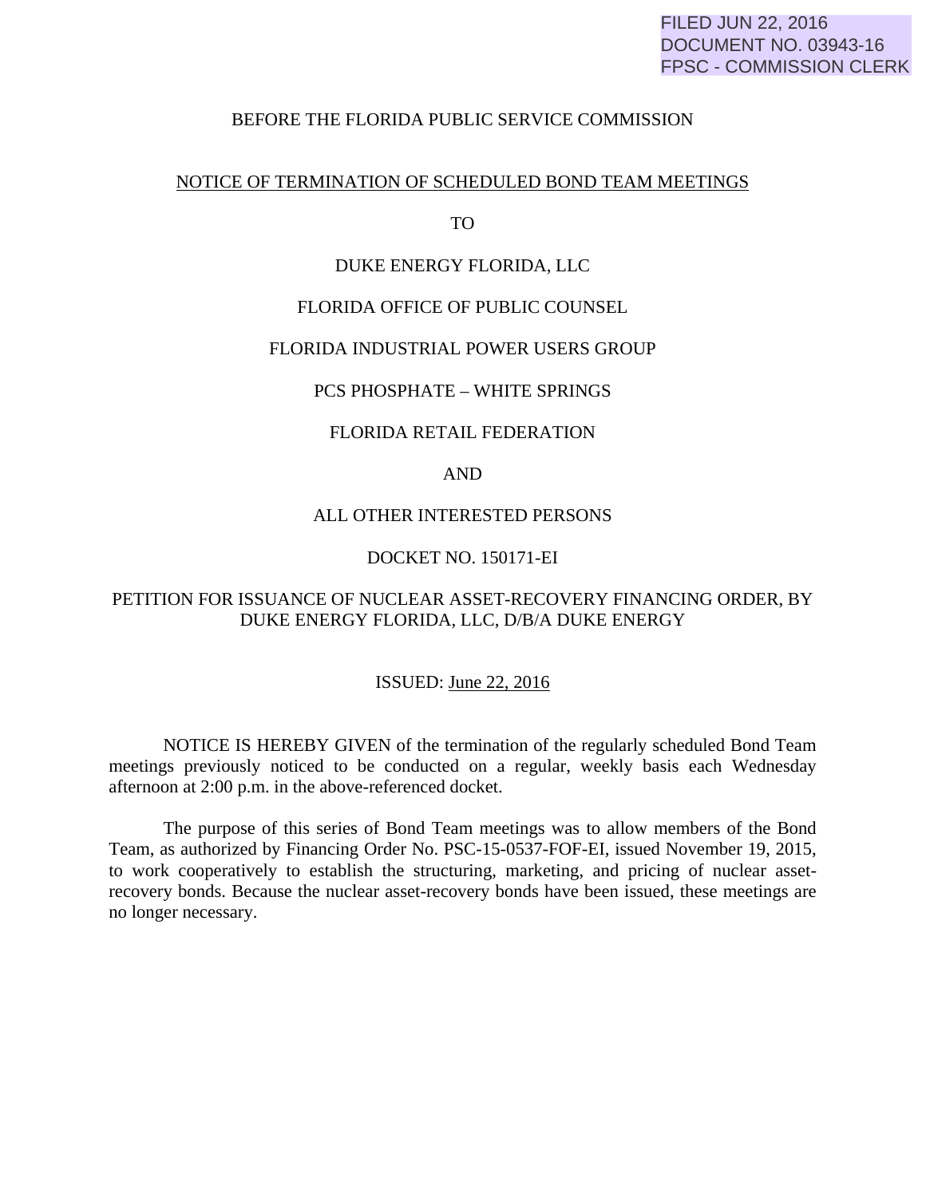FILED JUN 22, 2016
DOCUMENT NO. 03943-16
FPSC - COMMISSION CLERK

BEFORE THE FLORIDA PUBLIC SERVICE COMMISSION

NOTICE OF TERMINATION OF SCHEDULED BOND TEAM MEETINGS

TO

DUKE ENERGY FLORIDA, LLC

FLORIDA OFFICE OF PUBLIC COUNSEL

FLORIDA INDUSTRIAL POWER USERS GROUP

PCS PHOSPHATE – WHITE SPRINGS

FLORIDA RETAIL FEDERATION

AND

ALL OTHER INTERESTED PERSONS

DOCKET NO. 150171-EI

PETITION FOR ISSUANCE OF NUCLEAR ASSET-RECOVERY FINANCING ORDER, BY DUKE ENERGY FLORIDA, LLC, D/B/A DUKE ENERGY

ISSUED: June 22, 2016

NOTICE IS HEREBY GIVEN of the termination of the regularly scheduled Bond Team meetings previously noticed to be conducted on a regular, weekly basis each Wednesday afternoon at 2:00 p.m. in the above-referenced docket.

The purpose of this series of Bond Team meetings was to allow members of the Bond Team, as authorized by Financing Order No. PSC-15-0537-FOF-EI, issued November 19, 2015, to work cooperatively to establish the structuring, marketing, and pricing of nuclear asset-recovery bonds. Because the nuclear asset-recovery bonds have been issued, these meetings are no longer necessary.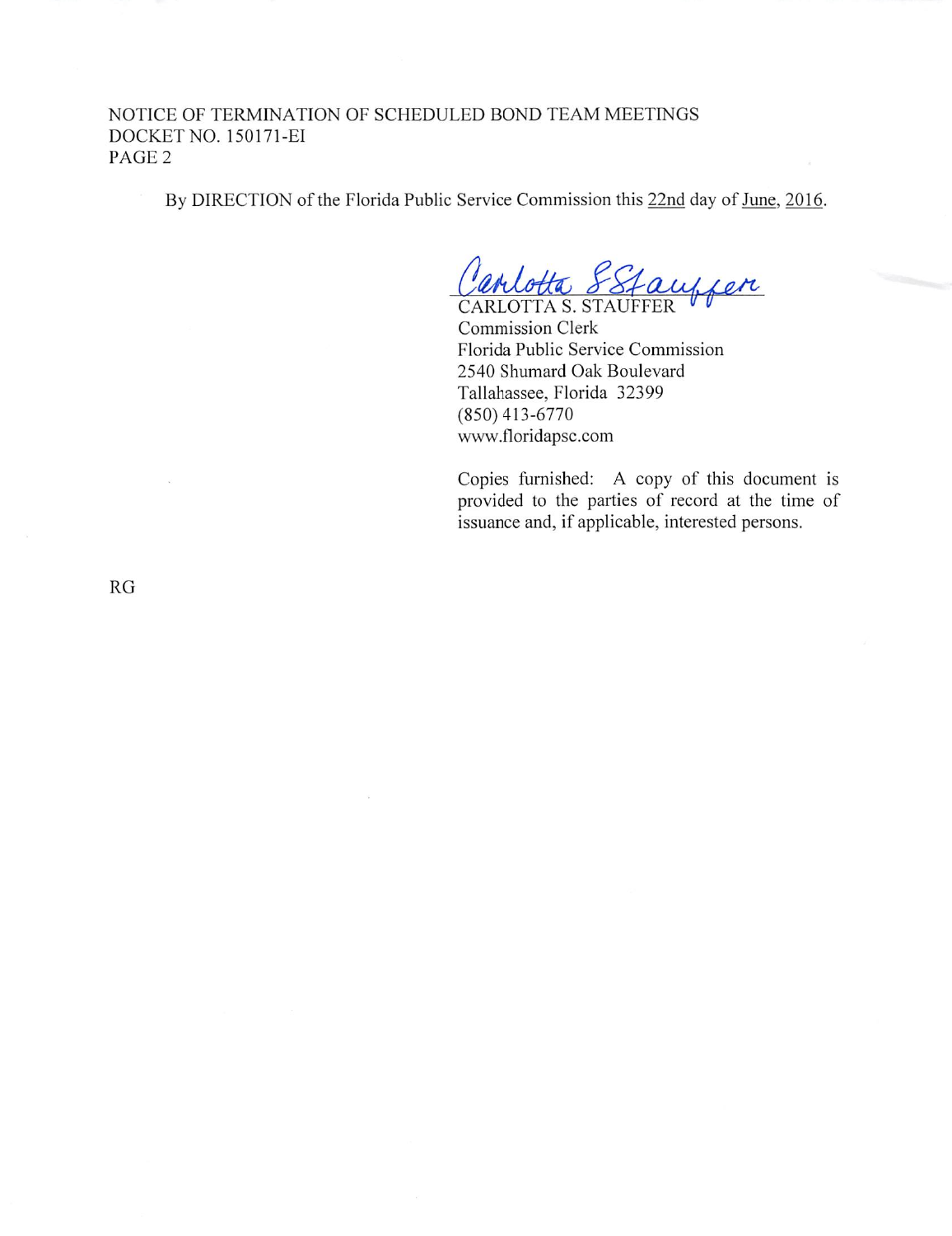By DIRECTION of the Florida Public Service Commission this 22nd day of June, 2016.

CARLOTTA S. STAUFFER
Commission Clerk
Florida Public Service Commission
2540 Shumard Oak Boulevard
Tallahassee, Florida 32399
(850) 413-6770
www.floridapsc.com

Copies furnished: A copy of this document is provided to the parties of record at the time of issuance and, if applicable, interested persons.

RG